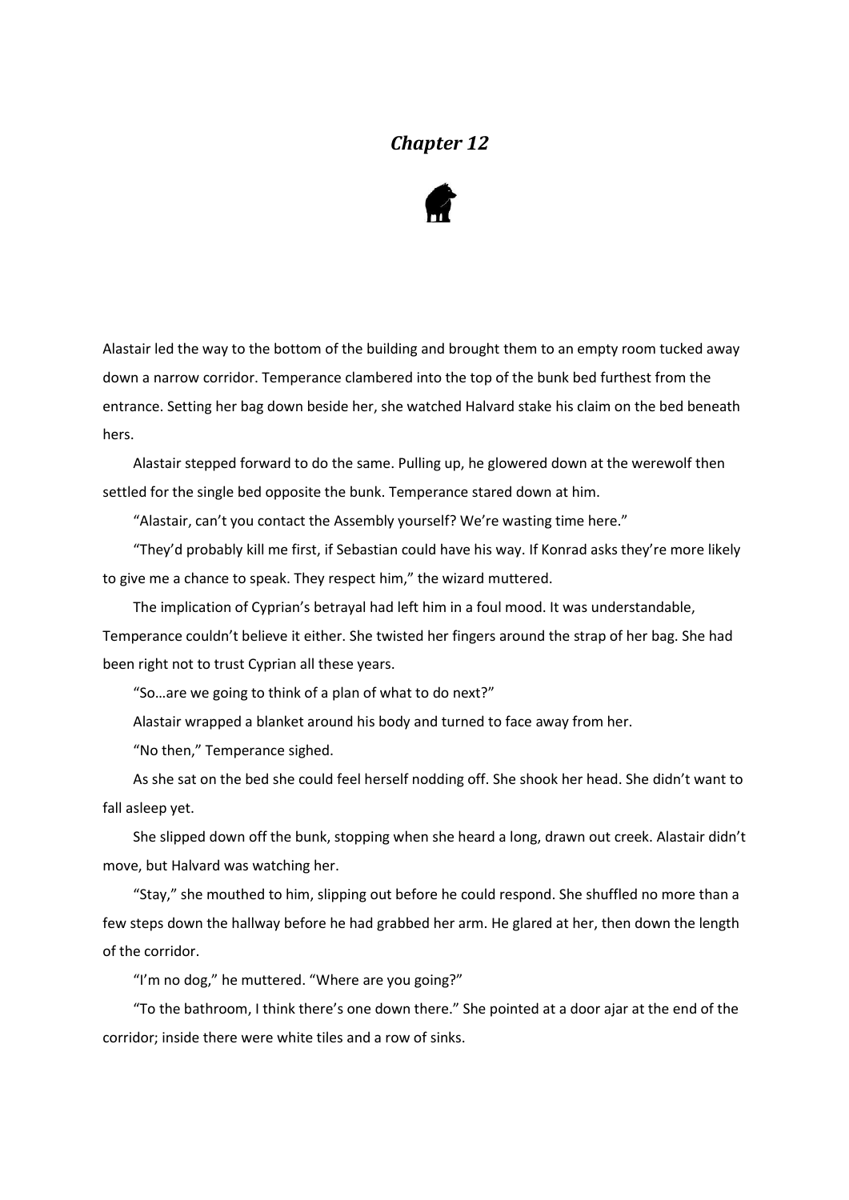# *Chapter 12*

Alastair led the way to the bottom of the building and brought them to an empty room tucked away down a narrow corridor. Temperance clambered into the top of the bunk bed furthest from the entrance. Setting her bag down beside her, she watched Halvard stake his claim on the bed beneath hers.

Alastair stepped forward to do the same. Pulling up, he glowered down at the werewolf then settled for the single bed opposite the bunk. Temperance stared down at him.

"Alastair, can't you contact the Assembly yourself? We're wasting time here."

"They'd probably kill me first, if Sebastian could have his way. If Konrad asks they're more likely to give me a chance to speak. They respect him," the wizard muttered.

The implication of Cyprian's betrayal had left him in a foul mood. It was understandable, Temperance couldn't believe it either. She twisted her fingers around the strap of her bag. She had been right not to trust Cyprian all these years.

"So…are we going to think of a plan of what to do next?"

Alastair wrapped a blanket around his body and turned to face away from her.

"No then," Temperance sighed.

As she sat on the bed she could feel herself nodding off. She shook her head. She didn't want to fall asleep yet.

She slipped down off the bunk, stopping when she heard a long, drawn out creek. Alastair didn't move, but Halvard was watching her.

"Stay," she mouthed to him, slipping out before he could respond. She shuffled no more than a few steps down the hallway before he had grabbed her arm. He glared at her, then down the length of the corridor.

"I'm no dog," he muttered. "Where are you going?"

"To the bathroom, I think there's one down there." She pointed at a door ajar at the end of the corridor; inside there were white tiles and a row of sinks.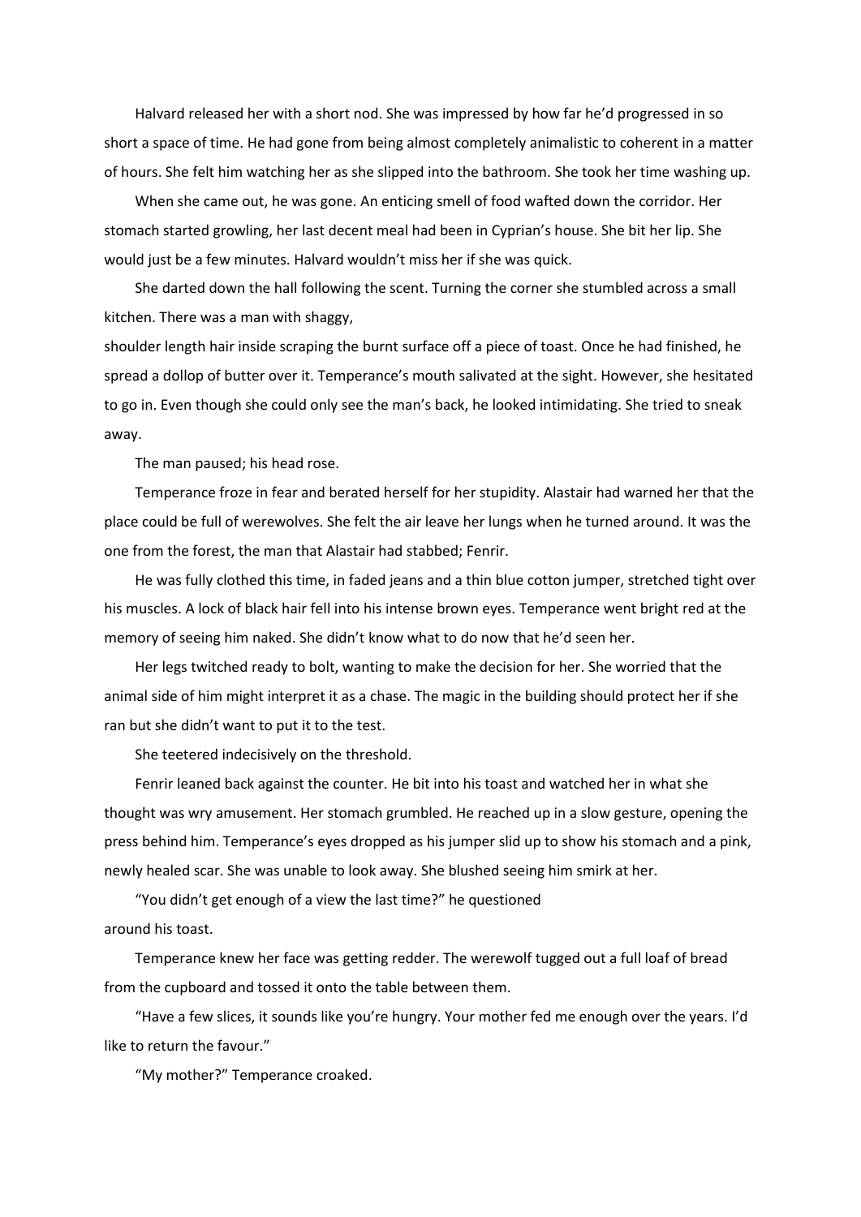Halvard released her with a short nod. She was impressed by how far he'd progressed in so short a space of time. He had gone from being almost completely animalistic to coherent in a matter of hours. She felt him watching her as she slipped into the bathroom. She took her time washing up.

When she came out, he was gone. An enticing smell of food wafted down the corridor. Her stomach started growling, her last decent meal had been in Cyprian's house. She bit her lip. She would just be a few minutes. Halvard wouldn't miss her if she was quick.

She darted down the hall following the scent. Turning the corner she stumbled across a small kitchen. There was a man with shaggy, shoulder length hair inside scraping the burnt surface off a piece of toast. Once he had finished, he spread a dollop of butter over it. Temperance's mouth salivated at the sight. However, she hesitated to go in. Even though she could only see the man's back, he looked intimidating. She tried to sneak away.

The man paused; his head rose.

Temperance froze in fear and berated herself for her stupidity. Alastair had warned her that the place could be full of werewolves. She felt the air leave her lungs when he turned around. It was the one from the forest, the man that Alastair had stabbed; Fenrir.

He was fully clothed this time, in faded jeans and a thin blue cotton jumper, stretched tight over his muscles. A lock of black hair fell into his intense brown eyes. Temperance went bright red at the memory of seeing him naked. She didn't know what to do now that he'd seen her.

Her legs twitched ready to bolt, wanting to make the decision for her. She worried that the animal side of him might interpret it as a chase. The magic in the building should protect her if she ran but she didn't want to put it to the test.

She teetered indecisively on the threshold.

Fenrir leaned back against the counter. He bit into his toast and watched her in what she thought was wry amusement. Her stomach grumbled. He reached up in a slow gesture, opening the press behind him. Temperance's eyes dropped as his jumper slid up to show his stomach and a pink, newly healed scar. She was unable to look away. She blushed seeing him smirk at her.

"You didn't get enough of a view the last time?" he questioned around his toast.

Temperance knew her face was getting redder. The werewolf tugged out a full loaf of bread from the cupboard and tossed it onto the table between them.

"Have a few slices, it sounds like you're hungry. Your mother fed me enough over the years. I'd like to return the favour."

"My mother?" Temperance croaked.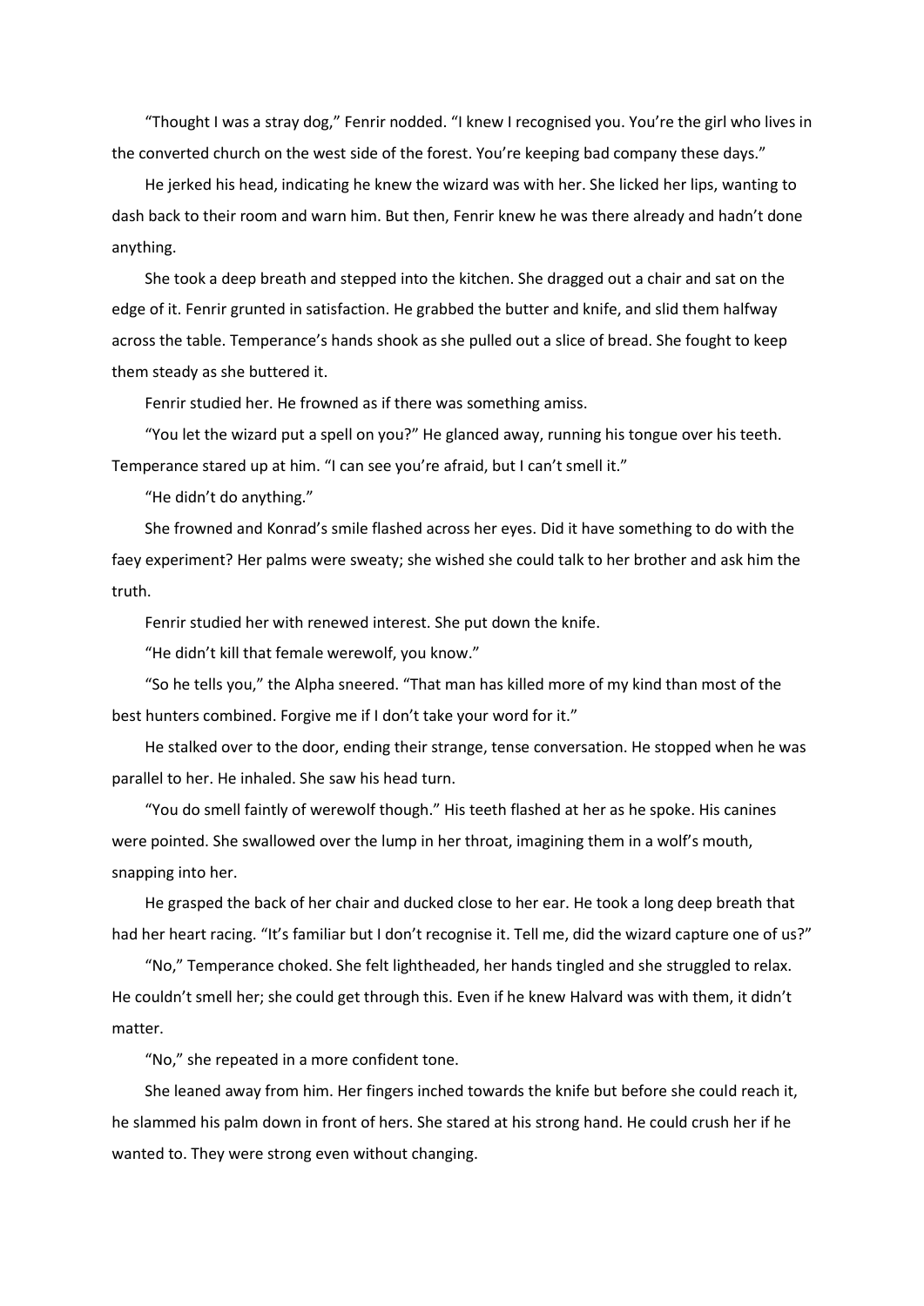"Thought I was a stray dog," Fenrir nodded. "I knew I recognised you. You're the girl who lives in the converted church on the west side of the forest. You're keeping bad company these days."

He jerked his head, indicating he knew the wizard was with her. She licked her lips, wanting to dash back to their room and warn him. But then, Fenrir knew he was there already and hadn't done anything.

She took a deep breath and stepped into the kitchen. She dragged out a chair and sat on the edge of it. Fenrir grunted in satisfaction. He grabbed the butter and knife, and slid them halfway across the table. Temperance's hands shook as she pulled out a slice of bread. She fought to keep them steady as she buttered it.

Fenrir studied her. He frowned as if there was something amiss.

"You let the wizard put a spell on you?" He glanced away, running his tongue over his teeth. Temperance stared up at him. "I can see you're afraid, but I can't smell it."

"He didn't do anything."

She frowned and Konrad's smile flashed across her eyes. Did it have something to do with the faey experiment? Her palms were sweaty; she wished she could talk to her brother and ask him the truth.

Fenrir studied her with renewed interest. She put down the knife.

"He didn't kill that female werewolf, you know."

"So he tells you," the Alpha sneered. "That man has killed more of my kind than most of the best hunters combined. Forgive me if I don't take your word for it."

He stalked over to the door, ending their strange, tense conversation. He stopped when he was parallel to her. He inhaled. She saw his head turn.

"You do smell faintly of werewolf though." His teeth flashed at her as he spoke. His canines were pointed. She swallowed over the lump in her throat, imagining them in a wolf's mouth, snapping into her.

He grasped the back of her chair and ducked close to her ear. He took a long deep breath that had her heart racing. "It's familiar but I don't recognise it. Tell me, did the wizard capture one of us?"

"No," Temperance choked. She felt lightheaded, her hands tingled and she struggled to relax. He couldn't smell her; she could get through this. Even if he knew Halvard was with them, it didn't matter.

"No," she repeated in a more confident tone.

She leaned away from him. Her fingers inched towards the knife but before she could reach it, he slammed his palm down in front of hers. She stared at his strong hand. He could crush her if he wanted to. They were strong even without changing.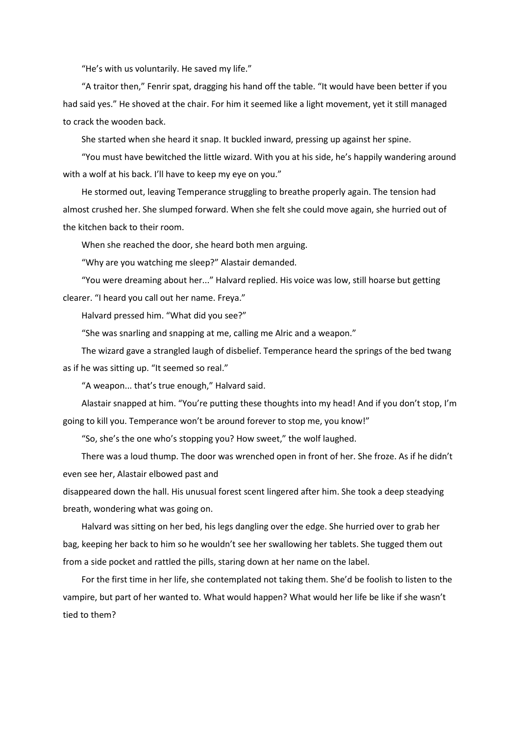"He's with us voluntarily. He saved my life."

"A traitor then," Fenrir spat, dragging his hand off the table. "It would have been better if you had said yes." He shoved at the chair. For him it seemed like a light movement, yet it still managed to crack the wooden back.

She started when she heard it snap. It buckled inward, pressing up against her spine.

"You must have bewitched the little wizard. With you at his side, he's happily wandering around with a wolf at his back. I'll have to keep my eye on you."

He stormed out, leaving Temperance struggling to breathe properly again. The tension had almost crushed her. She slumped forward. When she felt she could move again, she hurried out of the kitchen back to their room.

When she reached the door, she heard both men arguing.

"Why are you watching me sleep?" Alastair demanded.

"You were dreaming about her..." Halvard replied. His voice was low, still hoarse but getting clearer. "I heard you call out her name. Freya."

Halvard pressed him. "What did you see?"

"She was snarling and snapping at me, calling me Alric and a weapon."

The wizard gave a strangled laugh of disbelief. Temperance heard the springs of the bed twang as if he was sitting up. "It seemed so real."

"A weapon... that's true enough," Halvard said.

Alastair snapped at him. "You're putting these thoughts into my head! And if you don't stop, I'm going to kill you. Temperance won't be around forever to stop me, you know!"

"So, she's the one who's stopping you? How sweet," the wolf laughed.

There was a loud thump. The door was wrenched open in front of her. She froze. As if he didn't even see her, Alastair elbowed past and disappeared down the hall. His unusual forest scent lingered after him. She took a deep steadying breath, wondering what was going on.

Halvard was sitting on her bed, his legs dangling over the edge. She hurried over to grab her bag, keeping her back to him so he wouldn't see her swallowing her tablets. She tugged them out from a side pocket and rattled the pills, staring down at her name on the label.

For the first time in her life, she contemplated not taking them. She'd be foolish to listen to the vampire, but part of her wanted to. What would happen? What would her life be like if she wasn't tied to them?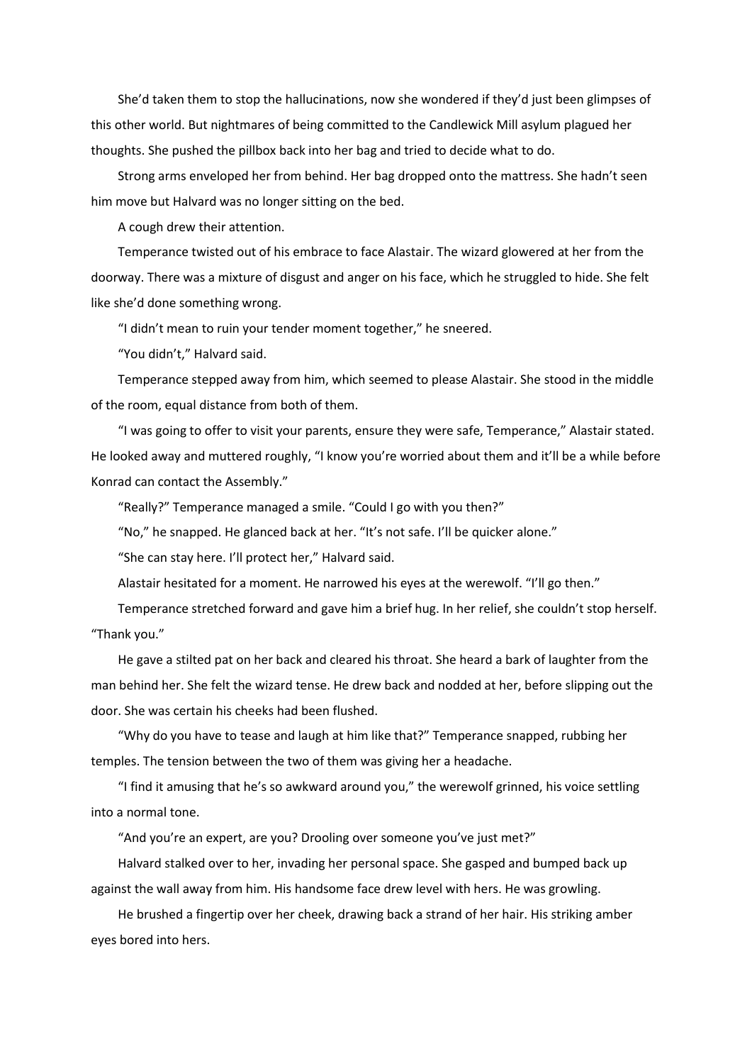She'd taken them to stop the hallucinations, now she wondered if they'd just been glimpses of this other world. But nightmares of being committed to the Candlewick Mill asylum plagued her thoughts. She pushed the pillbox back into her bag and tried to decide what to do.

Strong arms enveloped her from behind. Her bag dropped onto the mattress. She hadn't seen him move but Halvard was no longer sitting on the bed.

A cough drew their attention.

Temperance twisted out of his embrace to face Alastair. The wizard glowered at her from the doorway. There was a mixture of disgust and anger on his face, which he struggled to hide. She felt like she'd done something wrong.

"I didn't mean to ruin your tender moment together," he sneered.

"You didn't," Halvard said.

Temperance stepped away from him, which seemed to please Alastair. She stood in the middle of the room, equal distance from both of them.

"I was going to offer to visit your parents, ensure they were safe, Temperance," Alastair stated. He looked away and muttered roughly, "I know you're worried about them and it'll be a while before Konrad can contact the Assembly."

"Really?" Temperance managed a smile. "Could I go with you then?"

"No," he snapped. He glanced back at her. "It's not safe. I'll be quicker alone."

"She can stay here. I'll protect her," Halvard said.

Alastair hesitated for a moment. He narrowed his eyes at the werewolf. "I'll go then."

Temperance stretched forward and gave him a brief hug. In her relief, she couldn't stop herself. "Thank you."

He gave a stilted pat on her back and cleared his throat. She heard a bark of laughter from the man behind her. She felt the wizard tense. He drew back and nodded at her, before slipping out the door. She was certain his cheeks had been flushed.

"Why do you have to tease and laugh at him like that?" Temperance snapped, rubbing her temples. The tension between the two of them was giving her a headache.

"I find it amusing that he's so awkward around you," the werewolf grinned, his voice settling into a normal tone.

"And you're an expert, are you? Drooling over someone you've just met?"

Halvard stalked over to her, invading her personal space. She gasped and bumped back up against the wall away from him. His handsome face drew level with hers. He was growling.

He brushed a fingertip over her cheek, drawing back a strand of her hair. His striking amber eyes bored into hers.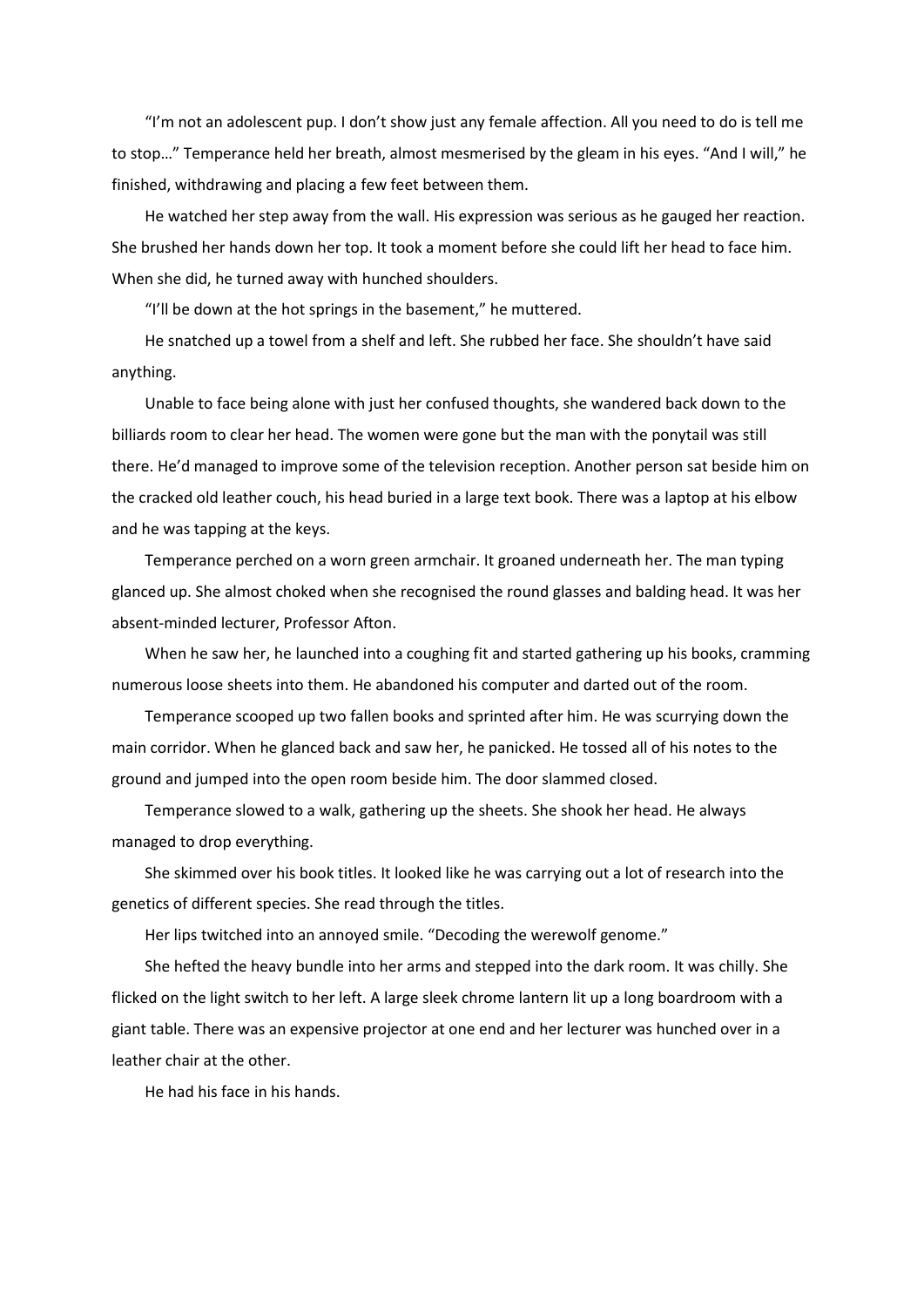"I'm not an adolescent pup. I don't show just any female affection. All you need to do is tell me to stop…" Temperance held her breath, almost mesmerised by the gleam in his eyes. "And I will," he finished, withdrawing and placing a few feet between them.

He watched her step away from the wall. His expression was serious as he gauged her reaction. She brushed her hands down her top. It took a moment before she could lift her head to face him. When she did, he turned away with hunched shoulders.

"I'll be down at the hot springs in the basement," he muttered.

He snatched up a towel from a shelf and left. She rubbed her face. She shouldn't have said anything.

Unable to face being alone with just her confused thoughts, she wandered back down to the billiards room to clear her head. The women were gone but the man with the ponytail was still there. He'd managed to improve some of the television reception. Another person sat beside him on the cracked old leather couch, his head buried in a large text book. There was a laptop at his elbow and he was tapping at the keys.

Temperance perched on a worn green armchair. It groaned underneath her. The man typing glanced up. She almost choked when she recognised the round glasses and balding head. It was her absent-minded lecturer, Professor Afton.

When he saw her, he launched into a coughing fit and started gathering up his books, cramming numerous loose sheets into them. He abandoned his computer and darted out of the room.

Temperance scooped up two fallen books and sprinted after him. He was scurrying down the main corridor. When he glanced back and saw her, he panicked. He tossed all of his notes to the ground and jumped into the open room beside him. The door slammed closed.

Temperance slowed to a walk, gathering up the sheets. She shook her head. He always managed to drop everything.

She skimmed over his book titles. It looked like he was carrying out a lot of research into the genetics of different species. She read through the titles.

Her lips twitched into an annoyed smile. "Decoding the werewolf genome."

She hefted the heavy bundle into her arms and stepped into the dark room. It was chilly. She flicked on the light switch to her left. A large sleek chrome lantern lit up a long boardroom with a giant table. There was an expensive projector at one end and her lecturer was hunched over in a leather chair at the other.

He had his face in his hands.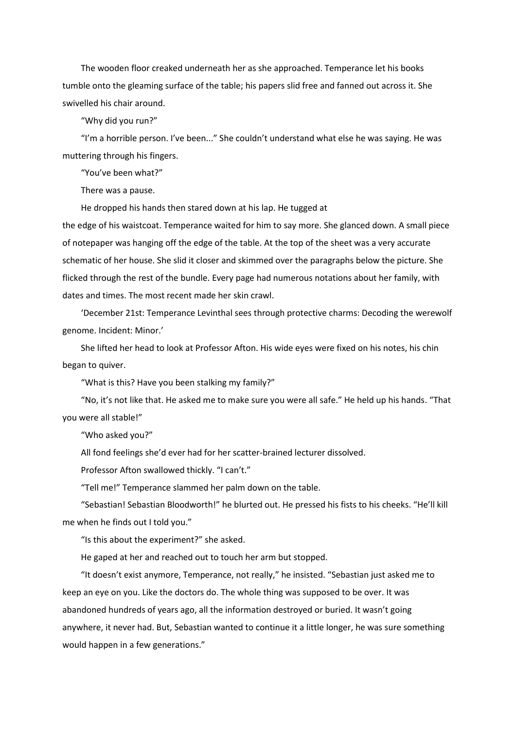The wooden floor creaked underneath her as she approached. Temperance let his books tumble onto the gleaming surface of the table; his papers slid free and fanned out across it. She swivelled his chair around.

"Why did you run?"

"I'm a horrible person. I've been..." She couldn't understand what else he was saying. He was muttering through his fingers.

"You've been what?"

There was a pause.

He dropped his hands then stared down at his lap. He tugged at the edge of his waistcoat. Temperance waited for him to say more. She glanced down. A small piece of notepaper was hanging off the edge of the table. At the top of the sheet was a very accurate schematic of her house. She slid it closer and skimmed over the paragraphs below the picture. She flicked through the rest of the bundle. Every page had numerous notations about her family, with dates and times. The most recent made her skin crawl.

'December 21st: Temperance Levinthal sees through protective charms: Decoding the werewolf genome. Incident: Minor.'

She lifted her head to look at Professor Afton. His wide eyes were fixed on his notes, his chin began to quiver.

"What is this? Have you been stalking my family?"

"No, it's not like that. He asked me to make sure you were all safe." He held up his hands. "That you were all stable!"

"Who asked you?"

All fond feelings she'd ever had for her scatter-brained lecturer dissolved.

Professor Afton swallowed thickly. "I can't."

"Tell me!" Temperance slammed her palm down on the table.

"Sebastian! Sebastian Bloodworth!" he blurted out. He pressed his fists to his cheeks. "He'll kill me when he finds out I told you."

"Is this about the experiment?" she asked.

He gaped at her and reached out to touch her arm but stopped.

"It doesn't exist anymore, Temperance, not really," he insisted. "Sebastian just asked me to keep an eye on you. Like the doctors do. The whole thing was supposed to be over. It was abandoned hundreds of years ago, all the information destroyed or buried. It wasn't going anywhere, it never had. But, Sebastian wanted to continue it a little longer, he was sure something would happen in a few generations."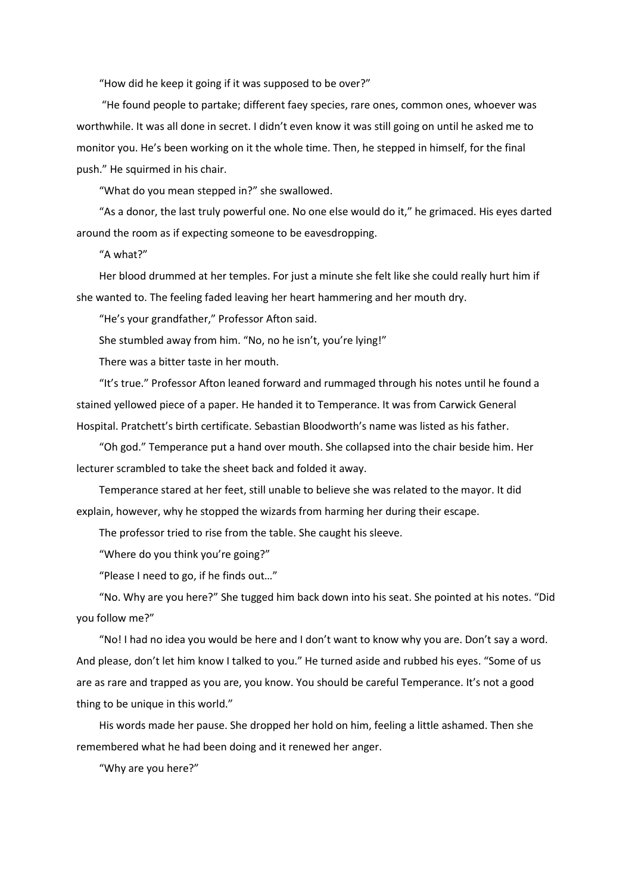"How did he keep it going if it was supposed to be over?"

"He found people to partake; different faey species, rare ones, common ones, whoever was worthwhile. It was all done in secret. I didn't even know it was still going on until he asked me to monitor you. He's been working on it the whole time. Then, he stepped in himself, for the final push." He squirmed in his chair.

"What do you mean stepped in?" she swallowed.

"As a donor, the last truly powerful one. No one else would do it," he grimaced. His eyes darted around the room as if expecting someone to be eavesdropping.

"A what?"

Her blood drummed at her temples. For just a minute she felt like she could really hurt him if she wanted to. The feeling faded leaving her heart hammering and her mouth dry.

"He's your grandfather," Professor Afton said.

She stumbled away from him. "No, no he isn't, you're lying!"

There was a bitter taste in her mouth.

"It's true." Professor Afton leaned forward and rummaged through his notes until he found a stained yellowed piece of a paper. He handed it to Temperance. It was from Carwick General Hospital. Pratchett's birth certificate. Sebastian Bloodworth's name was listed as his father.

"Oh god." Temperance put a hand over mouth. She collapsed into the chair beside him. Her lecturer scrambled to take the sheet back and folded it away.

Temperance stared at her feet, still unable to believe she was related to the mayor. It did explain, however, why he stopped the wizards from harming her during their escape.

The professor tried to rise from the table. She caught his sleeve.

"Where do you think you're going?"

"Please I need to go, if he finds out…"

"No. Why are you here?" She tugged him back down into his seat. She pointed at his notes. "Did you follow me?"

"No! I had no idea you would be here and I don't want to know why you are. Don't say a word. And please, don't let him know I talked to you." He turned aside and rubbed his eyes. "Some of us are as rare and trapped as you are, you know. You should be careful Temperance. It's not a good thing to be unique in this world."

His words made her pause. She dropped her hold on him, feeling a little ashamed. Then she remembered what he had been doing and it renewed her anger.

"Why are you here?"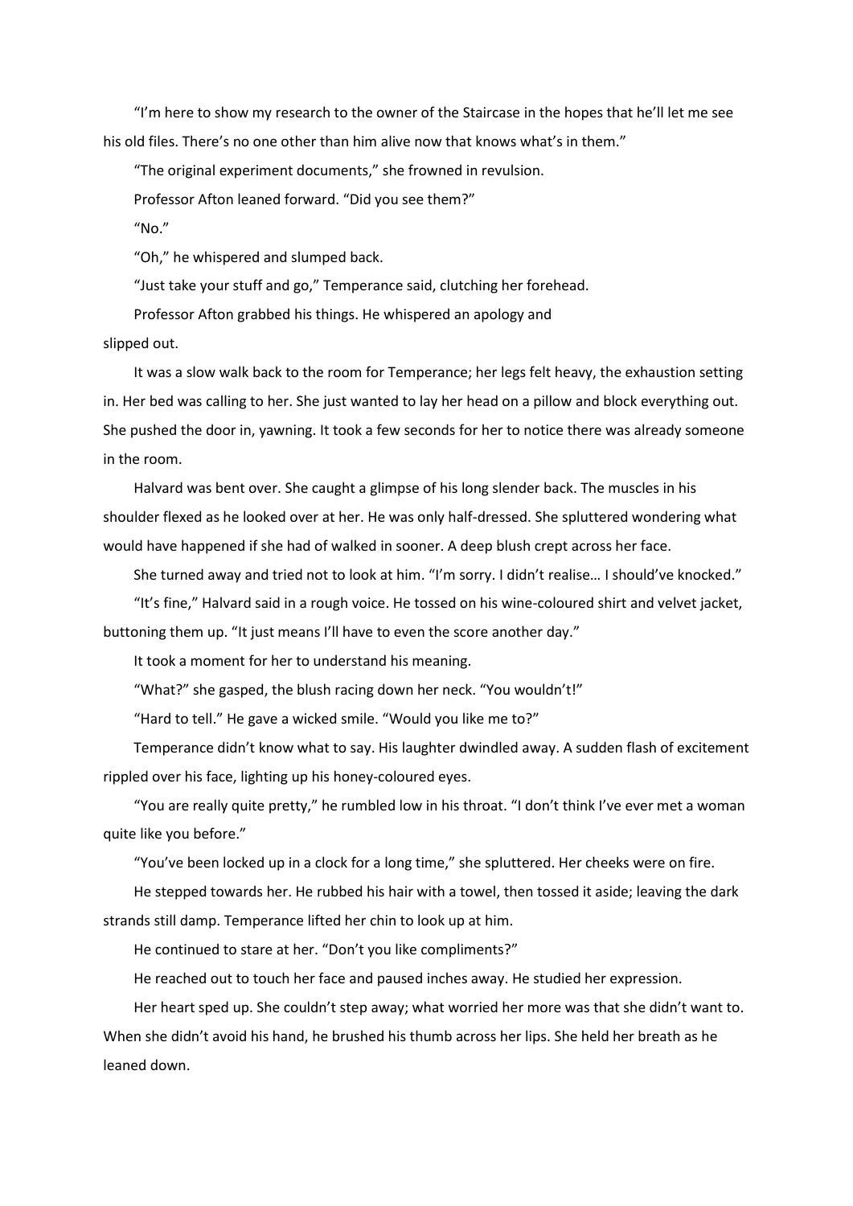"I'm here to show my research to the owner of the Staircase in the hopes that he'll let me see his old files. There's no one other than him alive now that knows what's in them."

"The original experiment documents," she frowned in revulsion.

Professor Afton leaned forward. "Did you see them?"

"No."

"Oh," he whispered and slumped back.

"Just take your stuff and go," Temperance said, clutching her forehead.

Professor Afton grabbed his things. He whispered an apology and slipped out.

It was a slow walk back to the room for Temperance; her legs felt heavy, the exhaustion setting in. Her bed was calling to her. She just wanted to lay her head on a pillow and block everything out. She pushed the door in, yawning. It took a few seconds for her to notice there was already someone in the room.

Halvard was bent over. She caught a glimpse of his long slender back. The muscles in his shoulder flexed as he looked over at her. He was only half-dressed. She spluttered wondering what would have happened if she had of walked in sooner. A deep blush crept across her face.

She turned away and tried not to look at him. "I'm sorry. I didn't realise… I should've knocked."

"It's fine," Halvard said in a rough voice. He tossed on his wine-coloured shirt and velvet jacket, buttoning them up. "It just means I'll have to even the score another day."

It took a moment for her to understand his meaning.

"What?" she gasped, the blush racing down her neck. "You wouldn't!"

"Hard to tell." He gave a wicked smile. "Would you like me to?"

Temperance didn't know what to say. His laughter dwindled away. A sudden flash of excitement rippled over his face, lighting up his honey-coloured eyes.

"You are really quite pretty," he rumbled low in his throat. "I don't think I've ever met a woman quite like you before."

"You've been locked up in a clock for a long time," she spluttered. Her cheeks were on fire.

He stepped towards her. He rubbed his hair with a towel, then tossed it aside; leaving the dark strands still damp. Temperance lifted her chin to look up at him.

He continued to stare at her. "Don't you like compliments?"

He reached out to touch her face and paused inches away. He studied her expression.

Her heart sped up. She couldn't step away; what worried her more was that she didn't want to. When she didn't avoid his hand, he brushed his thumb across her lips. She held her breath as he leaned down.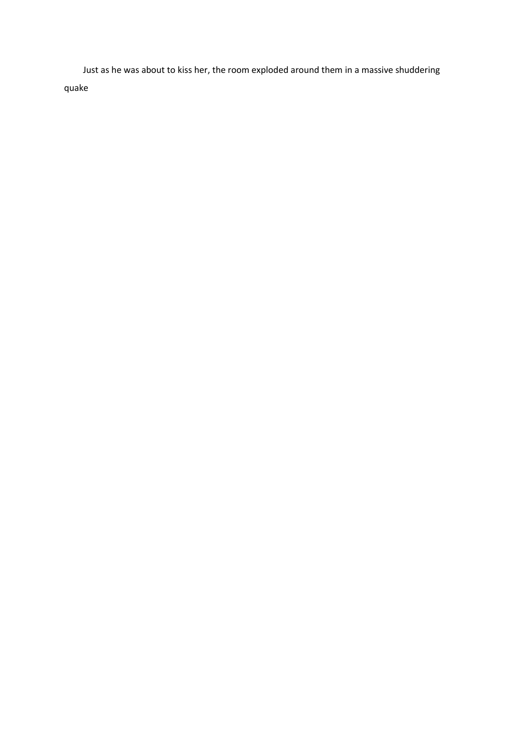Just as he was about to kiss her, the room exploded around them in a massive shuddering quake